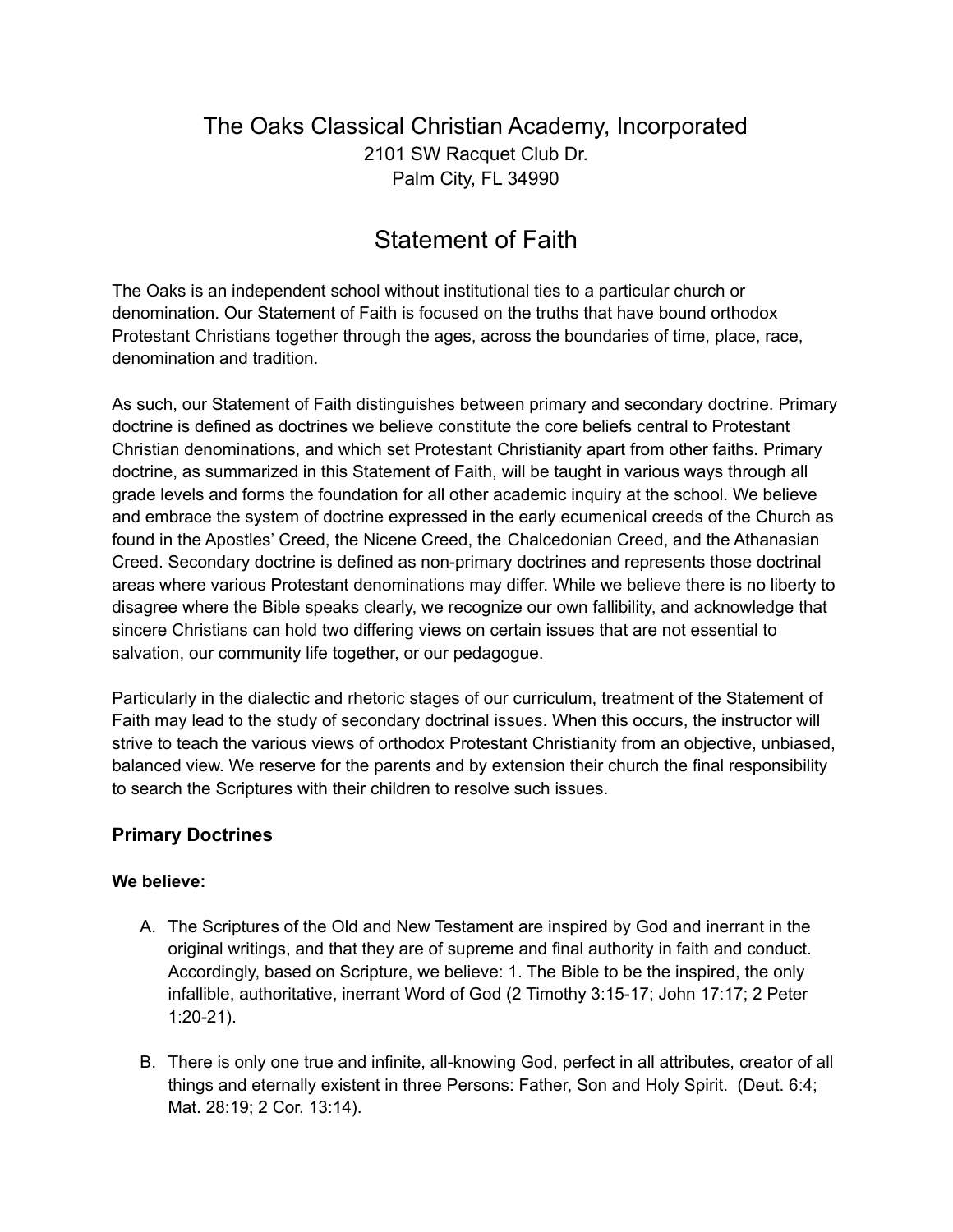# The Oaks Classical Christian Academy, Incorporated

2101 SW Racquet Club Dr.
Palm City, FL 34990

# Statement of Faith

The Oaks is an independent school without institutional ties to a particular church or denomination. Our Statement of Faith is focused on the truths that have bound orthodox Protestant Christians together through the ages, across the boundaries of time, place, race, denomination and tradition.

As such, our Statement of Faith distinguishes between primary and secondary doctrine. Primary doctrine is defined as doctrines we believe constitute the core beliefs central to Protestant Christian denominations, and which set Protestant Christianity apart from other faiths. Primary doctrine, as summarized in this Statement of Faith, will be taught in various ways through all grade levels and forms the foundation for all other academic inquiry at the school. We believe and embrace the system of doctrine expressed in the early ecumenical creeds of the Church as found in the Apostles' Creed, the Nicene Creed, the Chalcedonian Creed, and the Athanasian Creed. Secondary doctrine is defined as non-primary doctrines and represents those doctrinal areas where various Protestant denominations may differ. While we believe there is no liberty to disagree where the Bible speaks clearly, we recognize our own fallibility, and acknowledge that sincere Christians can hold two differing views on certain issues that are not essential to salvation, our community life together, or our pedagogue.

Particularly in the dialectic and rhetoric stages of our curriculum, treatment of the Statement of Faith may lead to the study of secondary doctrinal issues. When this occurs, the instructor will strive to teach the various views of orthodox Protestant Christianity from an objective, unbiased, balanced view. We reserve for the parents and by extension their church the final responsibility to search the Scriptures with their children to resolve such issues.

### Primary Doctrines

**We believe:**

A. The Scriptures of the Old and New Testament are inspired by God and inerrant in the original writings, and that they are of supreme and final authority in faith and conduct. Accordingly, based on Scripture, we believe: 1. The Bible to be the inspired, the only infallible, authoritative, inerrant Word of God (2 Timothy 3:15-17; John 17:17; 2 Peter 1:20-21).

B. There is only one true and infinite, all-knowing God, perfect in all attributes, creator of all things and eternally existent in three Persons: Father, Son and Holy Spirit. (Deut. 6:4; Mat. 28:19; 2 Cor. 13:14).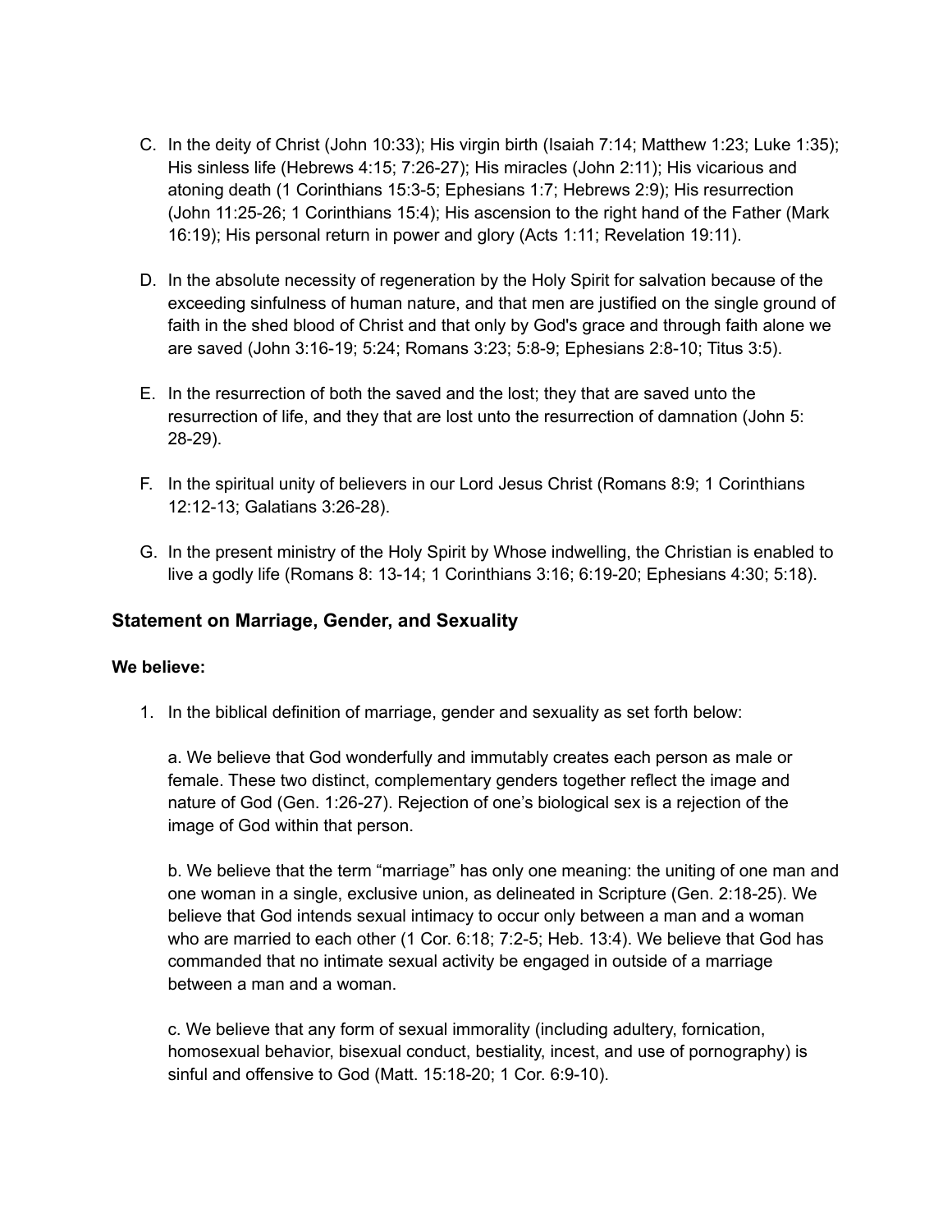C. In the deity of Christ (John 10:33); His virgin birth (Isaiah 7:14; Matthew 1:23; Luke 1:35); His sinless life (Hebrews 4:15; 7:26-27); His miracles (John 2:11); His vicarious and atoning death (1 Corinthians 15:3-5; Ephesians 1:7; Hebrews 2:9); His resurrection (John 11:25-26; 1 Corinthians 15:4); His ascension to the right hand of the Father (Mark 16:19); His personal return in power and glory (Acts 1:11; Revelation 19:11).

D. In the absolute necessity of regeneration by the Holy Spirit for salvation because of the exceeding sinfulness of human nature, and that men are justified on the single ground of faith in the shed blood of Christ and that only by God's grace and through faith alone we are saved (John 3:16-19; 5:24; Romans 3:23; 5:8-9; Ephesians 2:8-10; Titus 3:5).

E. In the resurrection of both the saved and the lost; they that are saved unto the resurrection of life, and they that are lost unto the resurrection of damnation (John 5: 28-29).

F. In the spiritual unity of believers in our Lord Jesus Christ (Romans 8:9; 1 Corinthians 12:12-13; Galatians 3:26-28).

G. In the present ministry of the Holy Spirit by Whose indwelling, the Christian is enabled to live a godly life (Romans 8: 13-14; 1 Corinthians 3:16; 6:19-20; Ephesians 4:30; 5:18).

## Statement on Marriage, Gender, and Sexuality

**We believe:**

1. In the biblical definition of marriage, gender and sexuality as set forth below:

   a. We believe that God wonderfully and immutably creates each person as male or female. These two distinct, complementary genders together reflect the image and nature of God (Gen. 1:26-27). Rejection of one's biological sex is a rejection of the image of God within that person.

   b. We believe that the term "marriage" has only one meaning: the uniting of one man and one woman in a single, exclusive union, as delineated in Scripture (Gen. 2:18-25). We believe that God intends sexual intimacy to occur only between a man and a woman who are married to each other (1 Cor. 6:18; 7:2-5; Heb. 13:4). We believe that God has commanded that no intimate sexual activity be engaged in outside of a marriage between a man and a woman.

   c. We believe that any form of sexual immorality (including adultery, fornication, homosexual behavior, bisexual conduct, bestiality, incest, and use of pornography) is sinful and offensive to God (Matt. 15:18-20; 1 Cor. 6:9-10).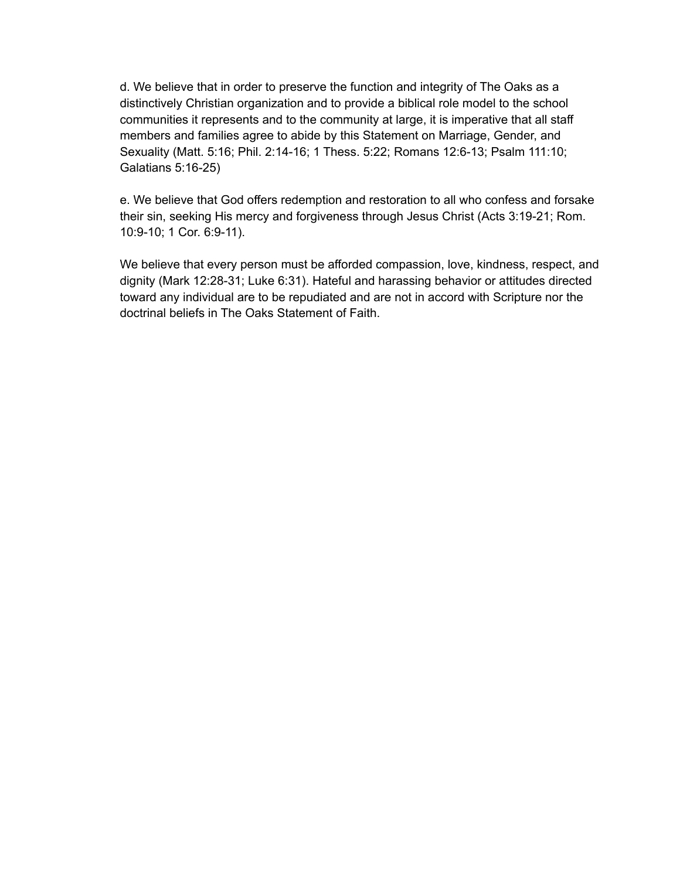d. We believe that in order to preserve the function and integrity of The Oaks as a distinctively Christian organization and to provide a biblical role model to the school communities it represents and to the community at large, it is imperative that all staff members and families agree to abide by this Statement on Marriage, Gender, and Sexuality (Matt. 5:16; Phil. 2:14-16; 1 Thess. 5:22; Romans 12:6-13; Psalm 111:10; Galatians 5:16-25)

e. We believe that God offers redemption and restoration to all who confess and forsake their sin, seeking His mercy and forgiveness through Jesus Christ (Acts 3:19-21; Rom. 10:9-10; 1 Cor. 6:9-11).

We believe that every person must be afforded compassion, love, kindness, respect, and dignity (Mark 12:28-31; Luke 6:31). Hateful and harassing behavior or attitudes directed toward any individual are to be repudiated and are not in accord with Scripture nor the doctrinal beliefs in The Oaks Statement of Faith.